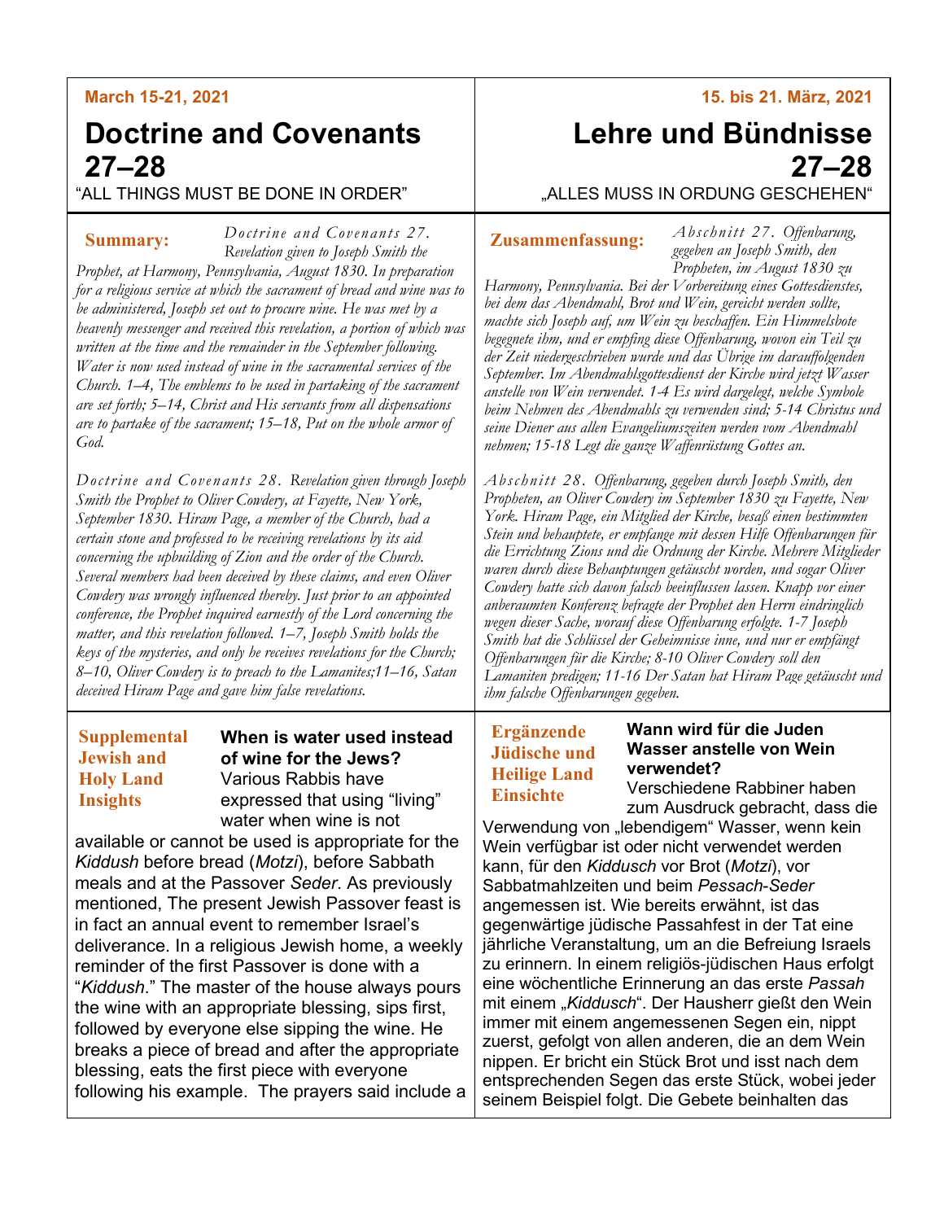**March 15-21, 2021**

# Doctrine and Covenants 27–28

"ALL THINGS MUST BE DONE IN ORDER"

**Summary:** *Doctrine and Covenants 27. Revelation given to Joseph Smith the Prophet, at Harmony, Pennsylvania, August 1830. In preparation for a religious service at which the sacrament of bread and wine was to be administered, Joseph set out to procure wine. He was met by a heavenly messenger and received this revelation, a portion of which was written at the time and the remainder in the September following. Water is now used instead of wine in the sacramental services of the Church. 1–4, The emblems to be used in partaking of the sacrament are set forth; 5–14, Christ and His servants from all dispensations are to partake of the sacrament; 15–18, Put on the whole armor of God.*

*Doctrine and Covenants 28. Revelation given through Joseph Smith the Prophet to Oliver Cowdery, at Fayette, New York, September 1830. Hiram Page, a member of the Church, had a certain stone and professed to be receiving revelations by its aid concerning the upbuilding of Zion and the order of the Church. Several members had been deceived by these claims, and even Oliver Cowdery was wrongly influenced thereby. Just prior to an appointed conference, the Prophet inquired earnestly of the Lord concerning the matter, and this revelation followed. 1–7, Joseph Smith holds the keys of the mysteries, and only he receives revelations for the Church; 8–10, Oliver Cowdery is to preach to the Lamanites;11–16, Satan deceived Hiram Page and gave him false revelations.*

**Supplemental Jewish and Holy Land Insights**

**When is water used instead of wine for the Jews?**
Various Rabbis have expressed that using "living" water when wine is not available or cannot be used is appropriate for the *Kiddush* before bread (*Motzi*), before Sabbath meals and at the Passover *Seder*. As previously mentioned, The present Jewish Passover feast is in fact an annual event to remember Israel's deliverance. In a religious Jewish home, a weekly reminder of the first Passover is done with a "*Kiddush*." The master of the house always pours the wine with an appropriate blessing, sips first, followed by everyone else sipping the wine. He breaks a piece of bread and after the appropriate blessing, eats the first piece with everyone following his example. The prayers said include a

**15. bis 21. März, 2021**

# Lehre und Bündnisse 27–28

„ALLES MUSS IN ORDUNG GESCHEHEN"

**Zusammenfassung:** *Abschnitt 27. Offenbarung, gegeben an Joseph Smith, den Propheten, im August 1830 zu Harmony, Pennsylvania. Bei der Vorbereitung eines Gottesdienstes, bei dem das Abendmahl, Brot und Wein, gereicht werden sollte, machte sich Joseph auf, um Wein zu beschaffen. Ein Himmelsbote begegnete ihm, und er empfing diese Offenbarung, wovon ein Teil zu der Zeit niedergeschrieben wurde und das Übrige im darauffolgenden September. Im Abendmahlsgottesdienst der Kirche wird jetzt Wasser anstelle von Wein verwendet. 1-4 Es wird dargelegt, welche Symbole beim Nehmen des Abendmahls zu verwenden sind; 5-14 Christus und seine Diener aus allen Evangeliumszeiten werden vom Abendmahl nehmen; 15-18 Legt die ganze Waffenrüstung Gottes an.*

*Abschnitt 28. Offenbarung, gegeben durch Joseph Smith, den Propheten, an Oliver Cowdery im September 1830 zu Fayette, New York. Hiram Page, ein Mitglied der Kirche, besaß einen bestimmten Stein und behauptete, er empfange mit dessen Hilfe Offenbarungen für die Errichtung Zions und die Ordnung der Kirche. Mehrere Mitglieder waren durch diese Behauptungen getäuscht worden, und sogar Oliver Cowdery hatte sich davon falsch beeinflussen lassen. Knapp vor einer anberaumten Konferenz befragte der Prophet den Herrn eindringlich wegen dieser Sache, worauf diese Offenbarung erfolgte. 1-7 Joseph Smith hat die Schlüssel der Geheimnisse inne, und nur er empfängt Offenbarungen für die Kirche; 8-10 Oliver Cowdery soll den Lamaniten predigen; 11-16 Der Satan hat Hiram Page getäuscht und ihm falsche Offenbarungen gegeben.*

**Ergänzende Jüdische und Heilige Land Einsichte**

**Wann wird für die Juden Wasser anstelle von Wein verwendet?**
Verschiedene Rabbiner haben zum Ausdruck gebracht, dass die Verwendung von „lebendigem" Wasser, wenn kein Wein verfügbar ist oder nicht verwendet werden kann, für den *Kiddusch* vor Brot (*Motzi*), vor Sabbatmahlzeiten und beim *Pessach-Seder* angemessen ist. Wie bereits erwähnt, ist das gegenwärtige jüdische Passafest in der Tat eine jährliche Veranstaltung, um an die Befreiung Israels zu erinnern. In einem religiös-jüdischen Haus erfolgt eine wöchentliche Erinnerung an das erste *Passah* mit einem „*Kiddusch*". Der Hausherr gießt den Wein immer mit einem angemessenen Segen ein, nippt zuerst, gefolgt von allen anderen, die an dem Wein nippen. Er bricht ein Stück Brot und isst nach dem entsprechenden Segen das erste Stück, wobei jeder seinem Beispiel folgt. Die Gebete beinhalten das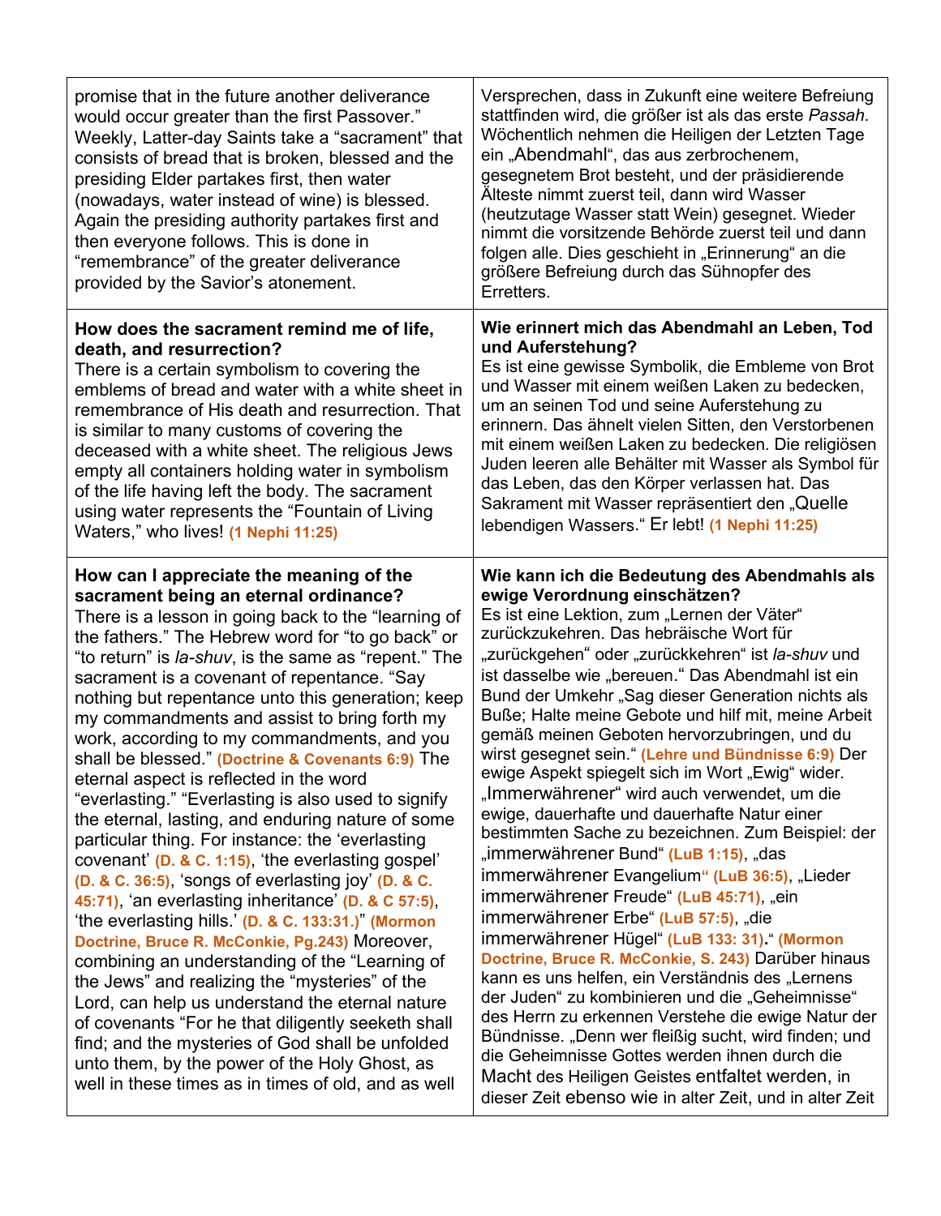| | |
|---|---|
| promise that in the future another deliverance would occur greater than the first Passover." Weekly, Latter-day Saints take a "sacrament" that consists of bread that is broken, blessed and the presiding Elder partakes first, then water (nowadays, water instead of wine) is blessed. Again the presiding authority partakes first and then everyone follows. This is done in "remembrance" of the greater deliverance provided by the Savior's atonement. | Versprechen, dass in Zukunft eine weitere Befreiung stattfinden wird, die größer ist als das erste *Passah*. Wöchentlich nehmen die Heiligen der Letzten Tage ein „Abendmahl", das aus zerbrochenem, gesegnetem Brot besteht, und der präsidierende Älteste nimmt zuerst teil, dann wird Wasser (heutzutage Wasser statt Wein) gesegnet. Wieder nimmt die vorsitzende Behörde zuerst teil und dann folgen alle. Dies geschieht in „Erinnerung" an die größere Befreiung durch das Sühnopfer des Erretters. |
| **How does the sacrament remind me of life, death, and resurrection?** There is a certain symbolism to covering the emblems of bread and water with a white sheet in remembrance of His death and resurrection. That is similar to many customs of covering the deceased with a white sheet. The religious Jews empty all containers holding water in symbolism of the life having left the body. The sacrament using water represents the "Fountain of Living Waters," who lives! **(1 Nephi 11:25)** | **Wie erinnert mich das Abendmahl an Leben, Tod und Auferstehung?** Es ist eine gewisse Symbolik, die Embleme von Brot und Wasser mit einem weißen Laken zu bedecken, um an seinen Tod und seine Auferstehung zu erinnern. Das ähnelt vielen Sitten, den Verstorbenen mit einem weißen Laken zu bedecken. Die religiösen Juden leeren alle Behälter mit Wasser als Symbol für das Leben, das den Körper verlassen hat. Das Sakrament mit Wasser repräsentiert den „Quelle lebendigen Wassers." Er lebt! **(1 Nephi 11:25)** |
| **How can I appreciate the meaning of the sacrament being an eternal ordinance?** There is a lesson in going back to the "learning of the fathers." The Hebrew word for "to go back" or "to return" is *la-shuv*, is the same as "repent." The sacrament is a covenant of repentance. "Say nothing but repentance unto this generation; keep my commandments and assist to bring forth my work, according to my commandments, and you shall be blessed." **(Doctrine & Covenants 6:9)** The eternal aspect is reflected in the word "everlasting." "Everlasting is also used to signify the eternal, lasting, and enduring nature of some particular thing. For instance: the 'everlasting covenant' **(D. & C. 1:15)**, 'the everlasting gospel' **(D. & C. 36:5)**, 'songs of everlasting joy' **(D. & C. 45:71)**, 'an everlasting inheritance' **(D. & C 57:5)**, 'the everlasting hills.' **(D. & C. 133:31.)**" **(Mormon Doctrine, Bruce R. McConkie, Pg.243)** Moreover, combining an understanding of the "Learning of the Jews" and realizing the "mysteries" of the Lord, can help us understand the eternal nature of covenants "For he that diligently seeketh shall find; and the mysteries of God shall be unfolded unto them, by the power of the Holy Ghost, as well in these times as in times of old, and as well | **Wie kann ich die Bedeutung des Abendmahls als ewige Verordnung einschätzen?** Es ist eine Lektion, zum „Lernen der Väter" zurückzukehren. Das hebräische Wort für „zurückgehen" oder „zurückkehren" ist *la-shuv* und ist dasselbe wie „bereuen." Das Abendmahl ist ein Bund der Umkehr „Sag dieser Generation nichts als Buße; Halte meine Gebote und hilf mit, meine Arbeit gemäß meinen Geboten hervorzubringen, und du wirst gesegnet sein." **(Lehre und Bündnisse 6:9)** Der ewige Aspekt spiegelt sich im Wort „Ewig" wider. „Immerwährener" wird auch verwendet, um die ewige, dauerhafte und dauerhafte Natur einer bestimmten Sache zu bezeichnen. Zum Beispiel: der „immerwährener Bund" **(LuB 1:15)**, „das immerwährener Evangelium" **(LuB 36:5)**, „Lieder immerwährener Freude" **(LuB 45:71)**, „ein immerwährener Erbe" **(LuB 57:5)**, „die immerwährener Hügel" **(LuB 133: 31)**." **(Mormon Doctrine, Bruce R. McConkie, S. 243)** Darüber hinaus kann es uns helfen, ein Verständnis des „Lernens der Juden" zu kombinieren und die „Geheimnisse" des Herrn zu erkennen Verstehe die ewige Natur der Bündnisse. „Denn wer fleißig sucht, wird finden; und die Geheimnisse Gottes werden ihnen durch die Macht des Heiligen Geistes entfaltet werden, in dieser Zeit ebenso wie in alter Zeit, und in alter Zeit |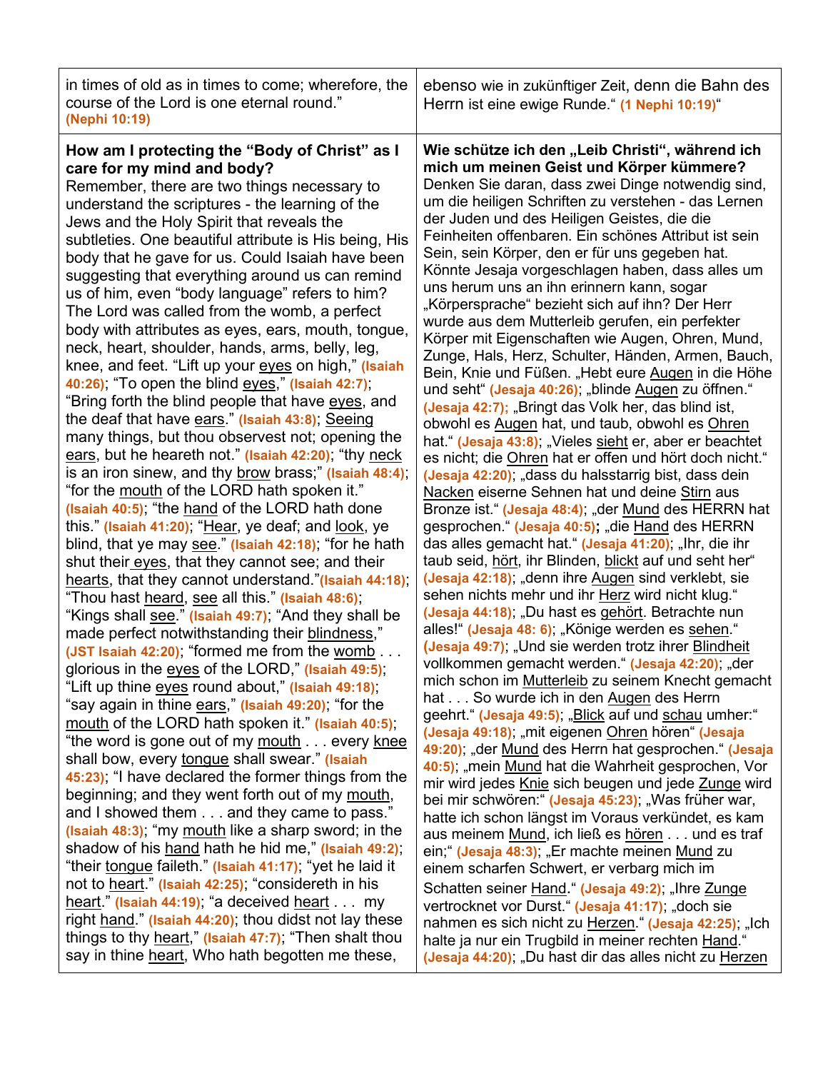| | |
|---|---|
| in times of old as in times to come; wherefore, the course of the Lord is one eternal round." (Nephi 10:19) | ebenso wie in zukünftiger Zeit, denn die Bahn des Herrn ist eine ewige Runde." (1 Nephi 10:19)" |
| **How am I protecting the "Body of Christ" as I care for my mind and body?** Remember, there are two things necessary to understand the scriptures - the learning of the Jews and the Holy Spirit that reveals the subtleties. One beautiful attribute is His being, His body that he gave for us. Could Isaiah have been suggesting that everything around us can remind us of him, even "body language" refers to him? The Lord was called from the womb, a perfect body with attributes as eyes, ears, mouth, tongue, neck, heart, shoulder, hands, arms, belly, leg, knee, and feet. "Lift up your eyes on high," (Isaiah 40:26); "To open the blind eyes," (Isaiah 42:7); "Bring forth the blind people that have eyes, and the deaf that have ears." (Isaiah 43:8); Seeing many things, but thou observest not; opening the ears, but he heareth not." (Isaiah 42:20); "thy neck is an iron sinew, and thy brow brass;" (Isaiah 48:4); "for the mouth of the LORD hath spoken it." (Isaiah 40:5); "the hand of the LORD hath done this." (Isaiah 41:20); "Hear, ye deaf; and look, ye blind, that ye may see." (Isaiah 42:18); "for he hath shut their eyes, that they cannot see; and their hearts, that they cannot understand."(Isaiah 44:18); "Thou hast heard, see all this." (Isaiah 48:6); "Kings shall see." (Isaiah 49:7); "And they shall be made perfect notwithstanding their blindness," (JST Isaiah 42:20); "formed me from the womb . . . glorious in the eyes of the LORD," (Isaiah 49:5); "Lift up thine eyes round about," (Isaiah 49:18); "say again in thine ears," (Isaiah 49:20); "for the mouth of the LORD hath spoken it." (Isaiah 40:5); "the word is gone out of my mouth . . . every knee shall bow, every tongue shall swear." (Isaiah 45:23); "I have declared the former things from the beginning; and they went forth out of my mouth, and I showed them . . . and they came to pass." (Isaiah 48:3); "my mouth like a sharp sword; in the shadow of his hand hath he hid me," (Isaiah 49:2); "their tongue faileth." (Isaiah 41:17); "yet he laid it not to heart." (Isaiah 42:25); "considereth in his heart." (Isaiah 44:19); "a deceived heart . . . my right hand." (Isaiah 44:20); thou didst not lay these things to thy heart," (Isaiah 47:7); "Then shalt thou say in thine heart, Who hath begotten me these, | **Wie schütze ich den „Leib Christi", während ich mich um meinen Geist und Körper kümmere?** Denken Sie daran, dass zwei Dinge notwendig sind, um die heiligen Schriften zu verstehen - das Lernen der Juden und des Heiligen Geistes, die die Feinheiten offenbaren. Ein schönes Attribut ist sein Sein, sein Körper, den er für uns gegeben hat. Könnte Jesaja vorgeschlagen haben, dass alles um uns herum uns an ihn erinnern kann, sogar „Körpersprache" bezieht sich auf ihn? Der Herr wurde aus dem Mutterleib gerufen, ein perfekter Körper mit Eigenschaften wie Augen, Ohren, Mund, Zunge, Hals, Herz, Schulter, Händen, Armen, Bauch, Bein, Knie und Füßen. „Hebt eure Augen in die Höhe und seht" (Jesaja 40:26); „blinde Augen zu öffnen." (Jesaja 42:7); „Bringt das Volk her, das blind ist, obwohl es Augen hat, und taub, obwohl es Ohren hat." (Jesaja 43:8); „Vieles sieht er, aber er beachtet es nicht; die Ohren hat er offen und hört doch nicht." (Jesaja 42:20); „dass du halsstarrig bist, dass dein Nacken eiserne Sehnen hat und deine Stirn aus Bronze ist." (Jesaja 48:4); „der Mund des HERRN hat gesprochen." (Jesaja 40:5); „die Hand des HERRN das alles gemacht hat." (Jesaja 41:20); „Ihr, die ihr taub seid, hört, ihr Blinden, blickt auf und seht her" (Jesaja 42:18); „denn ihre Augen sind verklebt, sie sehen nichts mehr und ihr Herz wird nicht klug." (Jesaja 44:18); „Du hast es gehört. Betrachte nun alles!" (Jesaja 48: 6); „Könige werden es sehen." (Jesaja 49:7); „Und sie werden trotz ihrer Blindheit vollkommen gemacht werden." (Jesaja 42:20); „der mich schon im Mutterleib zu seinem Knecht gemacht hat . . . So wurde ich in den Augen des Herrn geehrt." (Jesaja 49:5); „Blick auf und schau umher:" (Jesaja 49:18); „mit eigenen Ohren hören" (Jesaja 49:20); „der Mund des Herrn hat gesprochen." (Jesaja 40:5); „mein Mund hat die Wahrheit gesprochen, Vor mir wird jedes Knie sich beugen und jede Zunge wird bei mir schwören:" (Jesaja 45:23); „Was früher war, hatte ich schon längst im Voraus verkündet, es kam aus meinem Mund, ich ließ es hören . . . und es traf ein;" (Jesaja 48:3); „Er machte meinen Mund zu einem scharfen Schwert, er verbarg mich im Schatten seiner Hand." (Jesaja 49:2); „Ihre Zunge vertrocknet vor Durst." (Jesaja 41:17); „doch sie nahmen es sich nicht zu Herzen." (Jesaja 42:25); „Ich halte ja nur ein Trugbild in meiner rechten Hand." (Jesaja 44:20); „Du hast dir das alles nicht zu Herzen |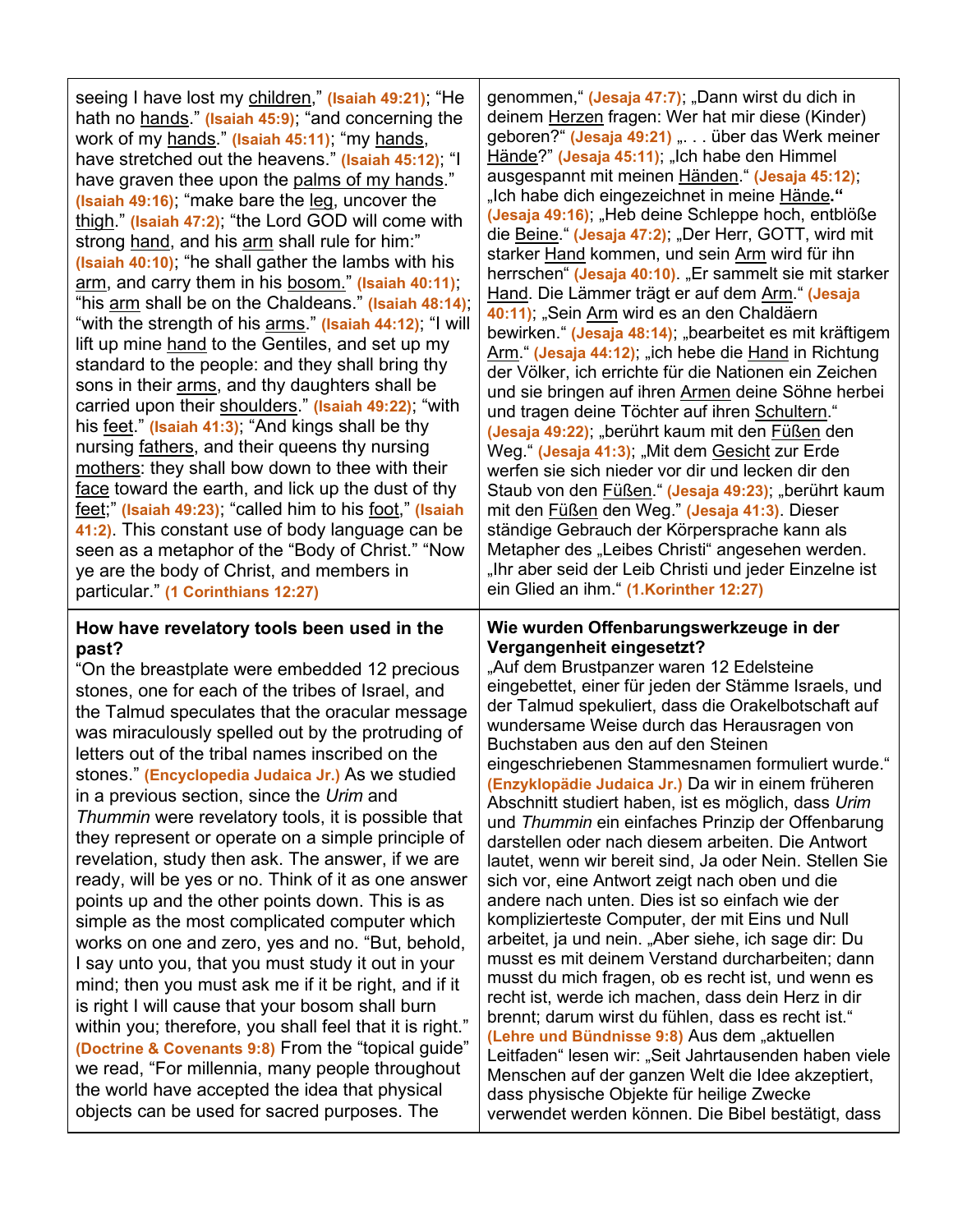| | |
|---|---|
| seeing I have lost my children," **(Isaiah 49:21)**; "He hath no hands." **(Isaiah 45:9)**; "and concerning the work of my hands." **(Isaiah 45:11)**; "my hands, have stretched out the heavens." **(Isaiah 45:12)**; "I have graven thee upon the palms of my hands." **(Isaiah 49:16)**; "make bare the leg, uncover the thigh." **(Isaiah 47:2)**; "the Lord GOD will come with strong hand, and his arm shall rule for him:" **(Isaiah 40:10)**; "he shall gather the lambs with his arm, and carry them in his bosom." **(Isaiah 40:11)**; "his arm shall be on the Chaldeans." **(Isaiah 48:14)**; "with the strength of his arms." **(Isaiah 44:12)**; "I will lift up mine hand to the Gentiles, and set up my standard to the people: and they shall bring thy sons in their arms, and thy daughters shall be carried upon their shoulders." **(Isaiah 49:22)**; "with his feet." **(Isaiah 41:3)**; "And kings shall be thy nursing fathers, and their queens thy nursing mothers: they shall bow down to thee with their face toward the earth, and lick up the dust of thy feet;" **(Isaiah 49:23)**; "called him to his foot," **(Isaiah 41:2)**. This constant use of body language can be seen as a metaphor of the "Body of Christ." "Now ye are the body of Christ, and members in particular." **(1 Corinthians 12:27)** | genommen," **(Jesaja 47:7)**; „Dann wirst du dich in deinem Herzen fragen: Wer hat mir diese (Kinder) geboren?" **(Jesaja 49:21)** „. . . über das Werk meiner Hände?" **(Jesaja 45:11)**; „Ich habe den Himmel ausgespannt mit meinen Händen." **(Jesaja 45:12)**; „Ich habe dich eingezeichnet in meine Hände." **(Jesaja 49:16)**; „Heb deine Schleppe hoch, entblöße die Beine." **(Jesaja 47:2)**; „Der Herr, GOTT, wird mit starker Hand kommen, und sein Arm wird für ihn herrschen" **(Jesaja 40:10)**. „Er sammelt sie mit starker Hand. Die Lämmer trägt er auf dem Arm." **(Jesaja 40:11)**; „Sein Arm wird es an den Chaldäern bewirken." **(Jesaja 48:14)**; „bearbeitet es mit kräftigem Arm." **(Jesaja 44:12)**; „ich hebe die Hand in Richtung der Völker, ich errichte für die Nationen ein Zeichen und sie bringen auf ihren Armen deine Söhne herbei und tragen deine Töchter auf ihren Schultern." **(Jesaja 49:22)**; „berührt kaum mit den Füßen den Weg." **(Jesaja 41:3)**; „Mit dem Gesicht zur Erde werfen sie sich nieder vor dir und lecken dir den Staub von den Füßen." **(Jesaja 49:23)**; „berührt kaum mit den Füßen den Weg." **(Jesaja 41:3)**. Dieser ständige Gebrauch der Körpersprache kann als Metapher des „Leibes Christi" angesehen werden. „Ihr aber seid der Leib Christi und jeder Einzelne ist ein Glied an ihm." **(1.Korinther 12:27)** |
| **How have revelatory tools been used in the past?** "On the breastplate were embedded 12 precious stones, one for each of the tribes of Israel, and the Talmud speculates that the oracular message was miraculously spelled out by the protruding of letters out of the tribal names inscribed on the stones." **(Encyclopedia Judaica Jr.)** As we studied in a previous section, since the *Urim* and *Thummin* were revelatory tools, it is possible that they represent or operate on a simple principle of revelation, study then ask. The answer, if we are ready, will be yes or no. Think of it as one answer points up and the other points down. This is as simple as the most complicated computer which works on one and zero, yes and no. "But, behold, I say unto you, that you must study it out in your mind; then you must ask me if it be right, and if it is right I will cause that your bosom shall burn within you; therefore, you shall feel that it is right." **(Doctrine & Covenants 9:8)** From the "topical guide" we read, "For millennia, many people throughout the world have accepted the idea that physical objects can be used for sacred purposes. The | **Wie wurden Offenbarungswerkzeuge in der Vergangenheit eingesetzt?** „Auf dem Brustpanzer waren 12 Edelsteine eingebettet, einer für jeden der Stämme Israels, und der Talmud spekuliert, dass die Orakelbotschaft auf wundersame Weise durch das Herausragen von Buchstaben aus den auf den Steinen eingeschriebenen Stammesnamen formuliert wurde." **(Enzyklopädie Judaica Jr.)** Da wir in einem früheren Abschnitt studiert haben, ist es möglich, dass *Urim* und *Thummin* ein einfaches Prinzip der Offenbarung darstellen oder nach diesem arbeiten. Die Antwort lautet, wenn wir bereit sind, Ja oder Nein. Stellen Sie sich vor, eine Antwort zeigt nach oben und die andere nach unten. Dies ist so einfach wie der komplizierteste Computer, der mit Eins und Null arbeitet, ja und nein. „Aber siehe, ich sage dir: Du musst es mit deinem Verstand durcharbeiten; dann musst du mich fragen, ob es recht ist, und wenn es recht ist, werde ich machen, dass dein Herz in dir brennt; darum wirst du fühlen, dass es recht ist." **(Lehre und Bündnisse 9:8)** Aus dem „aktuellen Leitfaden" lesen wir: „Seit Jahrtausenden haben viele Menschen auf der ganzen Welt die Idee akzeptiert, dass physische Objekte für heilige Zwecke verwendet werden können. Die Bibel bestätigt, dass |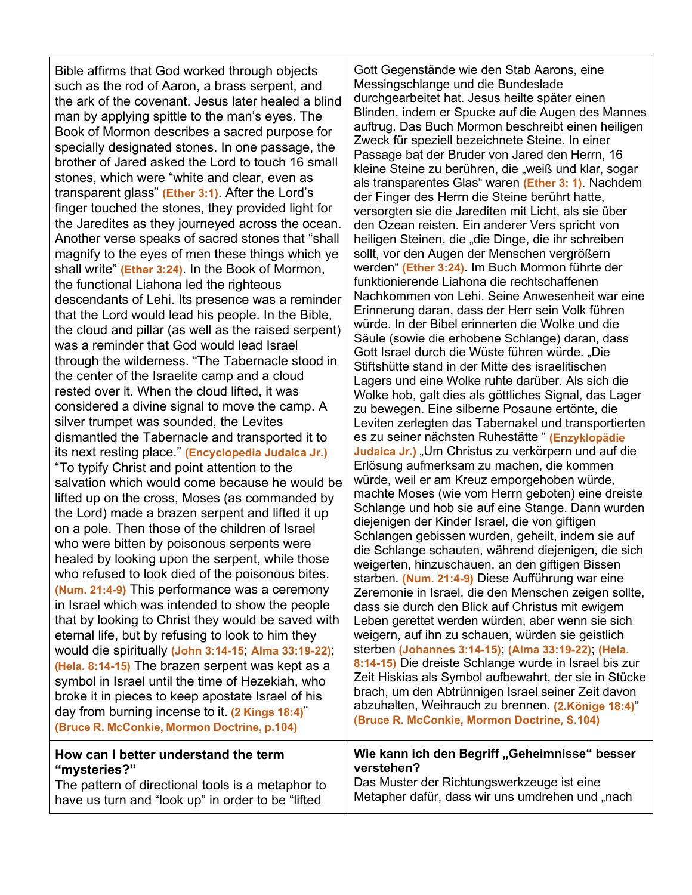| | |
|---|---|
| Bible affirms that God worked through objects such as the rod of Aaron, a brass serpent, and the ark of the covenant. Jesus later healed a blind man by applying spittle to the man's eyes. The Book of Mormon describes a sacred purpose for specially designated stones. In one passage, the brother of Jared asked the Lord to touch 16 small stones, which were "white and clear, even as transparent glass" **(Ether 3:1)**. After the Lord's finger touched the stones, they provided light for the Jaredites as they journeyed across the ocean. Another verse speaks of sacred stones that "shall magnify to the eyes of men these things which ye shall write" **(Ether 3:24)**. In the Book of Mormon, the functional Liahona led the righteous descendants of Lehi. Its presence was a reminder that the Lord would lead his people. In the Bible, the cloud and pillar (as well as the raised serpent) was a reminder that God would lead Israel through the wilderness. "The Tabernacle stood in the center of the Israelite camp and a cloud rested over it. When the cloud lifted, it was considered a divine signal to move the camp. A silver trumpet was sounded, the Levites dismantled the Tabernacle and transported it to its next resting place." **(Encyclopedia Judaica Jr.)** "To typify Christ and point attention to the salvation which would come because he would be lifted up on the cross, Moses (as commanded by the Lord) made a brazen serpent and lifted it up on a pole. Then those of the children of Israel who were bitten by poisonous serpents were healed by looking upon the serpent, while those who refused to look died of the poisonous bites. **(Num. 21:4-9)** This performance was a ceremony in Israel which was intended to show the people that by looking to Christ they would be saved with eternal life, but by refusing to look to him they would die spiritually **(John 3:14-15**; **Alma 33:19-22)**; **(Hela. 8:14-15)** The brazen serpent was kept as a symbol in Israel until the time of Hezekiah, who broke it in pieces to keep apostate Israel of his day from burning incense to it. **(2 Kings 18:4)**" **(Bruce R. McConkie, Mormon Doctrine, p.104)** | Gott Gegenstände wie den Stab Aarons, eine Messingschlange und die Bundeslade durchgearbeitet hat. Jesus heilte später einen Blinden, indem er Spucke auf die Augen des Mannes auftrug. Das Buch Mormon beschreibt einen heiligen Zweck für speziell bezeichnete Steine. In einer Passage bat der Bruder von Jared den Herrn, 16 kleine Steine zu berühren, die „weiß und klar, sogar als transparentes Glas" waren **(Ether 3: 1)**. Nachdem der Finger des Herrn die Steine berührt hatte, versorgten sie die Jarediten mit Licht, als sie über den Ozean reisten. Ein anderer Vers spricht von heiligen Steinen, die „die Dinge, die ihr schreiben sollt, vor den Augen der Menschen vergrößern werden" **(Ether 3:24)**. Im Buch Mormon führte der funktionierende Liahona die rechtschaffenen Nachkommen von Lehi. Seine Anwesenheit war eine Erinnerung daran, dass der Herr sein Volk führen würde. In der Bibel erinnerten die Wolke und die Säule (sowie die erhobene Schlange) daran, dass Gott Israel durch die Wüste führen würde. „Die Stiftshütte stand in der Mitte des israelitischen Lagers und eine Wolke ruhte darüber. Als sich die Wolke hob, galt dies als göttliches Signal, das Lager zu bewegen. Eine silberne Posaune ertönte, die Leviten zerlegten das Tabernakel und transportierten es zu seiner nächsten Ruhestätte " **(Enzyklopädie Judaica Jr.)** „Um Christus zu verkörpern und auf die Erlösung aufmerksam zu machen, die kommen würde, weil er am Kreuz emporgehoben würde, machte Moses (wie vom Herrn geboten) eine dreiste Schlange und hob sie auf eine Stange. Dann wurden diejenigen der Kinder Israel, die von giftigen Schlangen gebissen wurden, geheilt, indem sie auf die Schlange schauten, während diejenigen, die sich weigerten, hinzuschauen, an den giftigen Bissen starben. **(Num. 21:4-9)** Diese Aufführung war eine Zeremonie in Israel, die den Menschen zeigen sollte, dass sie durch den Blick auf Christus mit ewigem Leben gerettet werden würden, aber wenn sie sich weigern, auf ihn zu schauen, würden sie geistlich sterben **(Johannes 3:14-15)**; **(Alma 33:19-22)**; **(Hela. 8:14-15)** Die dreiste Schlange wurde in Israel bis zur Zeit Hiskias als Symbol aufbewahrt, der sie in Stücke brach, um den Abtrünnigen Israel seiner Zeit davon abzuhalten, Weihrauch zu brennen. **(2.Könige 18:4)**" **(Bruce R. McConkie, Mormon Doctrine, S.104)** |
| **How can I better understand the term "mysteries?"** The pattern of directional tools is a metaphor to have us turn and "look up" in order to be "lifted | **Wie kann ich den Begriff „Geheimnisse" besser verstehen?** Das Muster der Richtungswerkzeuge ist eine Metapher dafür, dass wir uns umdrehen und „nach |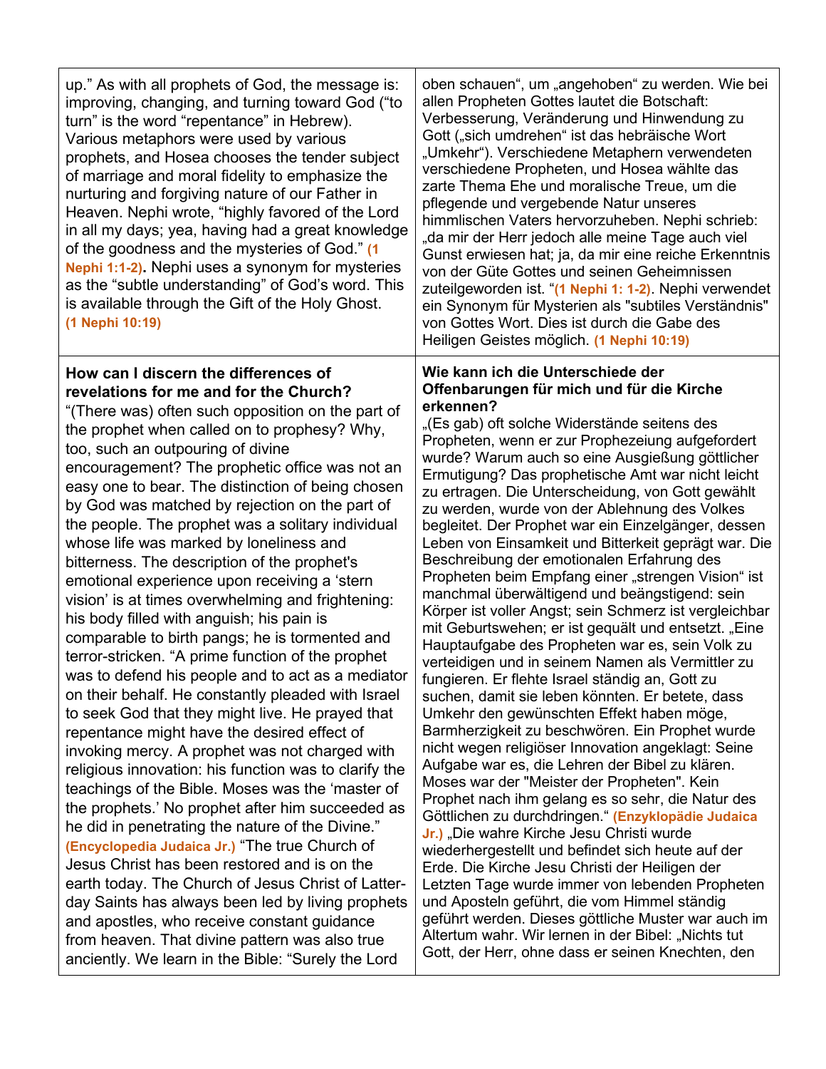| | |
|---|---|
| up." As with all prophets of God, the message is: improving, changing, and turning toward God ("to turn" is the word "repentance" in Hebrew). Various metaphors were used by various prophets, and Hosea chooses the tender subject of marriage and moral fidelity to emphasize the nurturing and forgiving nature of our Father in Heaven. Nephi wrote, "highly favored of the Lord in all my days; yea, having had a great knowledge of the goodness and the mysteries of God." **(1 Nephi 1:1-2).** Nephi uses a synonym for mysteries as the "subtle understanding" of God's word. This is available through the Gift of the Holy Ghost. **(1 Nephi 10:19)** | oben schauen", um „angehoben" zu werden. Wie bei allen Propheten Gottes lautet die Botschaft: Verbesserung, Veränderung und Hinwendung zu Gott („sich umdrehen" ist das hebräische Wort „Umkehr"). Verschiedene Metaphern verwendeten verschiedene Propheten, und Hosea wählte das zarte Thema Ehe und moralische Treue, um die pflegende und vergebende Natur unseres himmlischen Vaters hervorzuheben. Nephi schrieb: „da mir der Herr jedoch alle meine Tage auch viel Gunst erwiesen hat; ja, da mir eine reiche Erkenntnis von der Güte Gottes und seinen Geheimnissen zuteilgeworden ist. "**(1 Nephi 1: 1-2)**. Nephi verwendet ein Synonym für Mysterien als "subtiles Verständnis" von Gottes Wort. Dies ist durch die Gabe des Heiligen Geistes möglich. **(1 Nephi 10:19)** |
| **How can I discern the differences of revelations for me and for the Church?** "(There was) often such opposition on the part of the prophet when called on to prophesy? Why, too, such an outpouring of divine encouragement? The prophetic office was not an easy one to bear. The distinction of being chosen by God was matched by rejection on the part of the people. The prophet was a solitary individual whose life was marked by loneliness and bitterness. The description of the prophet's emotional experience upon receiving a 'stern vision' is at times overwhelming and frightening: his body filled with anguish; his pain is comparable to birth pangs; he is tormented and terror-stricken. "A prime function of the prophet was to defend his people and to act as a mediator on their behalf. He constantly pleaded with Israel to seek God that they might live. He prayed that repentance might have the desired effect of invoking mercy. A prophet was not charged with religious innovation: his function was to clarify the teachings of the Bible. Moses was the 'master of the prophets.' No prophet after him succeeded as he did in penetrating the nature of the Divine." **(Encyclopedia Judaica Jr.)** "The true Church of Jesus Christ has been restored and is on the earth today. The Church of Jesus Christ of Latter-day Saints has always been led by living prophets and apostles, who receive constant guidance from heaven. That divine pattern was also true anciently. We learn in the Bible: "Surely the Lord | **Wie kann ich die Unterschiede der Offenbarungen für mich und für die Kirche erkennen?** „(Es gab) oft solche Widerstände seitens des Propheten, wenn er zur Prophezeiung aufgefordert wurde? Warum auch so eine Ausgießung göttlicher Ermutigung? Das prophetische Amt war nicht leicht zu ertragen. Die Unterscheidung, von Gott gewählt zu werden, wurde von der Ablehnung des Volkes begleitet. Der Prophet war ein Einzelgänger, dessen Leben von Einsamkeit und Bitterkeit geprägt war. Die Beschreibung der emotionalen Erfahrung des Propheten beim Empfang einer „strengen Vision" ist manchmal überwältigend und beängstigend: sein Körper ist voller Angst; sein Schmerz ist vergleichbar mit Geburtswehen; er ist gequält und entsetzt. „Eine Hauptaufgabe des Propheten war es, sein Volk zu verteidigen und in seinem Namen als Vermittler zu fungieren. Er flehte Israel ständig an, Gott zu suchen, damit sie leben könnten. Er betete, dass Umkehr den gewünschten Effekt haben möge, Barmherzigkeit zu beschwören. Ein Prophet wurde nicht wegen religiöser Innovation angeklagt: Seine Aufgabe war es, die Lehren der Bibel zu klären. Moses war der "Meister der Propheten". Kein Prophet nach ihm gelang es so sehr, die Natur des Göttlichen zu durchdringen." **(Enzyklopädie Judaica Jr.)** „Die wahre Kirche Jesu Christi wurde wiederhergestellt und befindet sich heute auf der Erde. Die Kirche Jesu Christi der Heiligen der Letzten Tage wurde immer von lebenden Propheten und Aposteln geführt, die vom Himmel ständig geführt werden. Dieses göttliche Muster war auch im Altertum wahr. Wir lernen in der Bibel: „Nichts tut Gott, der Herr, ohne dass er seinen Knechten, den |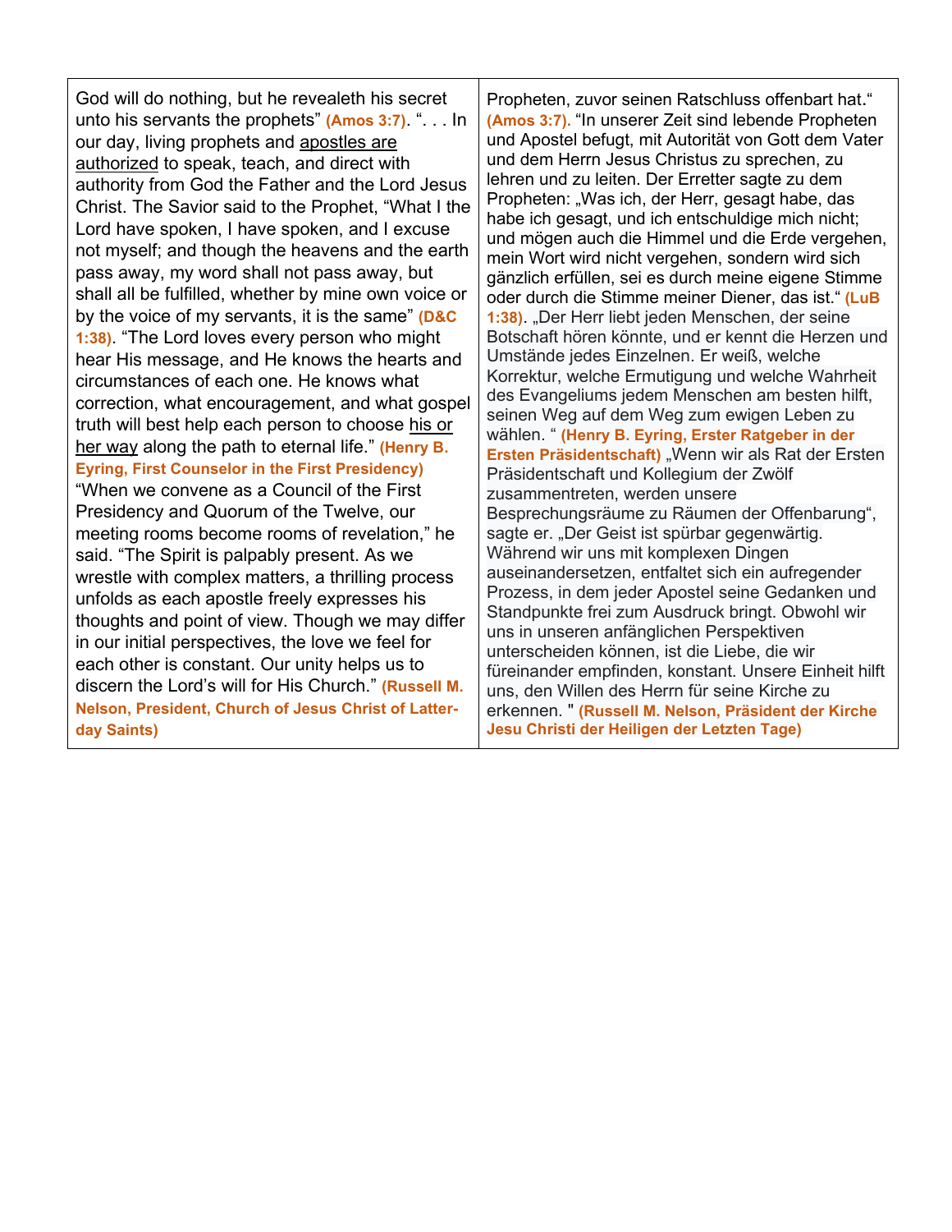| | |
|---|---|
| God will do nothing, but he revealeth his secret unto his servants the prophets" **(Amos 3:7)**. ". . . In our day, living prophets and <u>apostles are authorized</u> to speak, teach, and direct with authority from God the Father and the Lord Jesus Christ. The Savior said to the Prophet, "What I the Lord have spoken, I have spoken, and I excuse not myself; and though the heavens and the earth pass away, my word shall not pass away, but shall all be fulfilled, whether by mine own voice or by the voice of my servants, it is the same" **(D&C 1:38)**. "The Lord loves every person who might hear His message, and He knows the hearts and circumstances of each one. He knows what correction, what encouragement, and what gospel truth will best help each person to choose <u>his or her way</u> along the path to eternal life." **(Henry B. Eyring, First Counselor in the First Presidency)** "When we convene as a Council of the First Presidency and Quorum of the Twelve, our meeting rooms become rooms of revelation," he said. "The Spirit is palpably present. As we wrestle with complex matters, a thrilling process unfolds as each apostle freely expresses his thoughts and point of view. Though we may differ in our initial perspectives, the love we feel for each other is constant. Our unity helps us to discern the Lord's will for His Church." **(Russell M. Nelson, President, Church of Jesus Christ of Latter-day Saints)** | Propheten, zuvor seinen Ratschluss offenbart hat." **(Amos 3:7).** "In unserer Zeit sind lebende Propheten und Apostel befugt, mit Autorität von Gott dem Vater und dem Herrn Jesus Christus zu sprechen, zu lehren und zu leiten. Der Erretter sagte zu dem Propheten: „Was ich, der Herr, gesagt habe, das habe ich gesagt, und ich entschuldige mich nicht; und mögen auch die Himmel und die Erde vergehen, mein Wort wird nicht vergehen, sondern wird sich gänzlich erfüllen, sei es durch meine eigene Stimme oder durch die Stimme meiner Diener, das ist." **(LuB 1:38)**. „Der Herr liebt jeden Menschen, der seine Botschaft hören könnte, und er kennt die Herzen und Umstände jedes Einzelnen. Er weiß, welche Korrektur, welche Ermutigung und welche Wahrheit des Evangeliums jedem Menschen am besten hilft, seinen Weg auf dem Weg zum ewigen Leben zu wählen. " **(Henry B. Eyring, Erster Ratgeber in der Ersten Präsidentschaft)** „Wenn wir als Rat der Ersten Präsidentschaft und Kollegium der Zwölf zusammentreten, werden unsere Besprechungsräume zu Räumen der Offenbarung", sagte er. „Der Geist ist spürbar gegenwärtig. Während wir uns mit komplexen Dingen auseinandersetzen, entfaltet sich ein aufregender Prozess, in dem jeder Apostel seine Gedanken und Standpunkte frei zum Ausdruck bringt. Obwohl wir uns in unseren anfänglichen Perspektiven unterscheiden können, ist die Liebe, die wir füreinander empfinden, konstant. Unsere Einheit hilft uns, den Willen des Herrn für seine Kirche zu erkennen. " **(Russell M. Nelson, Präsident der Kirche Jesu Christi der Heiligen der Letzten Tage)** |